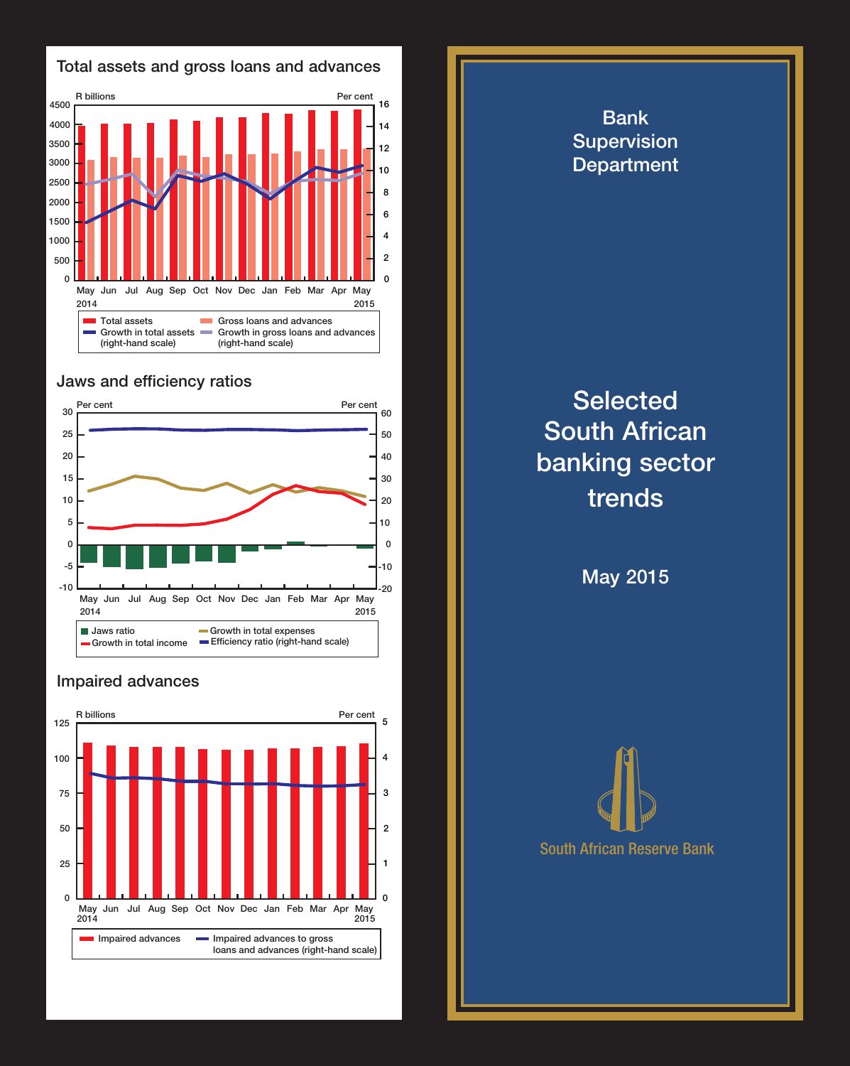## Total assets and gross loans and advances

R billions / Per cent

May 2014 – May 2015

- Total assets
- Gross loans and advances
- Growth in total assets (right-hand scale)
- Growth in gross loans and advances (right-hand scale)

## Jaws and efficiency ratios

Per cent / Per cent

May 2014 – May 2015

- Jaws ratio
- Growth in total income
- Growth in total expenses
- Efficiency ratio (right-hand scale)

## Impaired advances

R billions / Per cent

May 2014 – May 2015

- Impaired advances
- Impaired advances to gross loans and advances (right-hand scale)

# Bank Supervision Department

# Selected South African banking sector trends

May 2015

South African Reserve Bank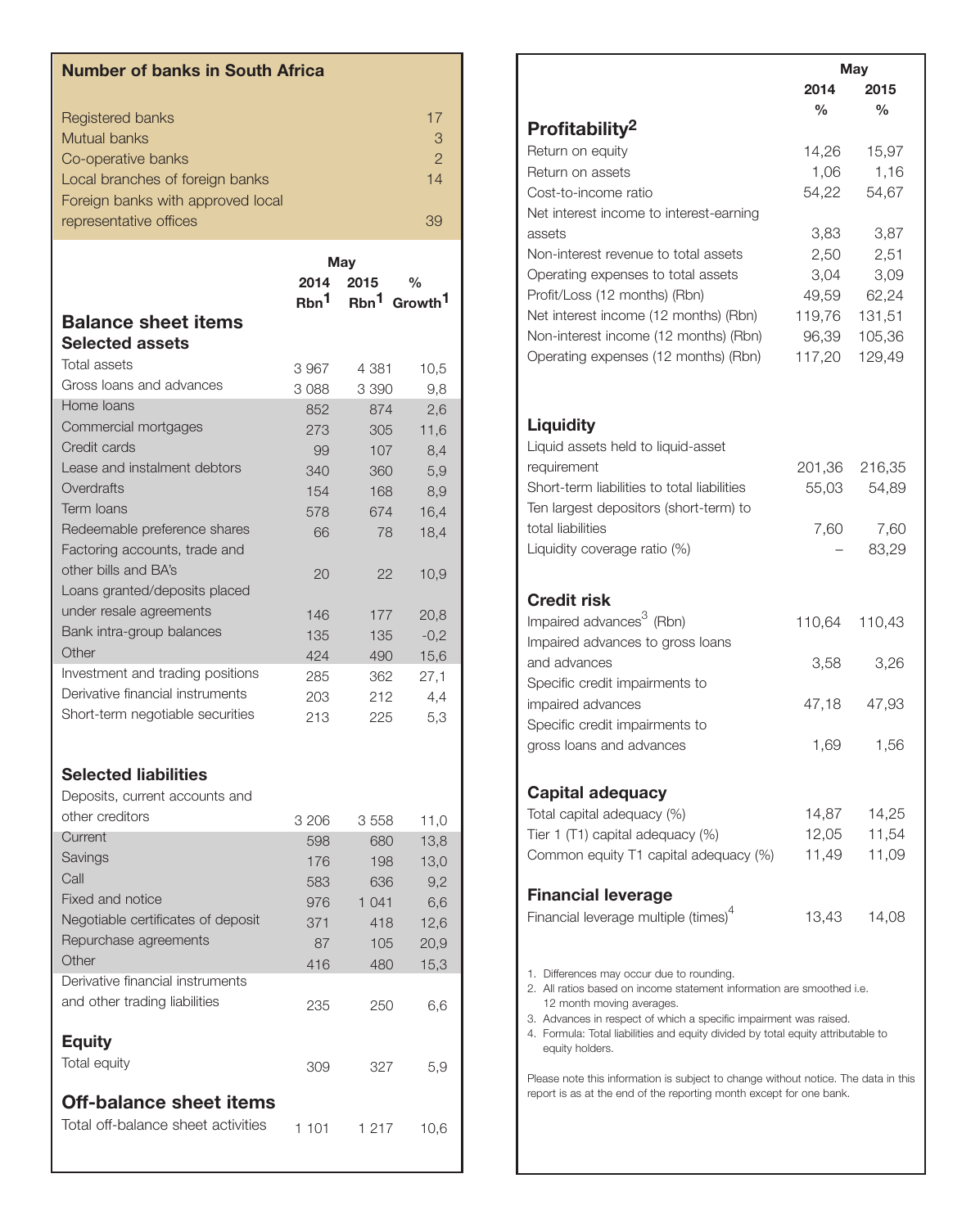## Number of banks in South Africa

| | |
|---|---|
| Registered banks | 17 |
| Mutual banks | 3 |
| Co-operative banks | 2 |
| Local branches of foreign banks | 14 |
| Foreign banks with approved local representative offices | 39 |

| | May | | |
|---|---|---|---|
| | 2014 Rbn[1] | 2015 Rbn[1] | % Growth[1] |
| **Balance sheet items** | | | |
| **Selected assets** | | | |
| Total assets | 3 967 | 4 381 | 10,5 |
| Gross loans and advances | 3 088 | 3 390 | 9,8 |
| Home loans | 852 | 874 | 2,6 |
| Commercial mortgages | 273 | 305 | 11,6 |
| Credit cards | 99 | 107 | 8,4 |
| Lease and instalment debtors | 340 | 360 | 5,9 |
| Overdrafts | 154 | 168 | 8,9 |
| Term loans | 578 | 674 | 16,4 |
| Redeemable preference shares | 66 | 78 | 18,4 |
| Factoring accounts, trade and other bills and BA's | 20 | 22 | 10,9 |
| Loans granted/deposits placed under resale agreements | 146 | 177 | 20,8 |
| Bank intra-group balances | 135 | 135 | -0,2 |
| Other | 424 | 490 | 15,6 |
| Investment and trading positions | 285 | 362 | 27,1 |
| Derivative financial instruments | 203 | 212 | 4,4 |
| Short-term negotiable securities | 213 | 225 | 5,3 |
| **Selected liabilities** | | | |
| Deposits, current accounts and other creditors | 3 206 | 3 558 | 11,0 |
| Current | 598 | 680 | 13,8 |
| Savings | 176 | 198 | 13,0 |
| Call | 583 | 636 | 9,2 |
| Fixed and notice | 976 | 1 041 | 6,6 |
| Negotiable certificates of deposit | 371 | 418 | 12,6 |
| Repurchase agreements | 87 | 105 | 20,9 |
| Other | 416 | 480 | 15,3 |
| Derivative financial instruments and other trading liabilities | 235 | 250 | 6,6 |
| **Equity** | | | |
| Total equity | 309 | 327 | 5,9 |
| **Off-balance sheet items** | | | |
| Total off-balance sheet activities | 1 101 | 1 217 | 10,6 |

| | May | |
|---|---|---|
| | 2014 % | 2015 % |
| **Profitability[2]** | | |
| Return on equity | 14,26 | 15,97 |
| Return on assets | 1,06 | 1,16 |
| Cost-to-income ratio | 54,22 | 54,67 |
| Net interest income to interest-earning assets | 3,83 | 3,87 |
| Non-interest revenue to total assets | 2,50 | 2,51 |
| Operating expenses to total assets | 3,04 | 3,09 |
| Profit/Loss (12 months) (Rbn) | 49,59 | 62,24 |
| Net interest income (12 months) (Rbn) | 119,76 | 131,51 |
| Non-interest income (12 months) (Rbn) | 96,39 | 105,36 |
| Operating expenses (12 months) (Rbn) | 117,20 | 129,49 |
| **Liquidity** | | |
| Liquid assets held to liquid-asset requirement | 201,36 | 216,35 |
| Short-term liabilities to total liabilities | 55,03 | 54,89 |
| Ten largest depositors (short-term) to total liabilities | 7,60 | 7,60 |
| Liquidity coverage ratio (%) | – | 83,29 |
| **Credit risk** | | |
| Impaired advances[3] (Rbn) | 110,64 | 110,43 |
| Impaired advances to gross loans and advances | 3,58 | 3,26 |
| Specific credit impairments to impaired advances | 47,18 | 47,93 |
| Specific credit impairments to gross loans and advances | 1,69 | 1,56 |
| **Capital adequacy** | | |
| Total capital adequacy (%) | 14,87 | 14,25 |
| Tier 1 (T1) capital adequacy (%) | 12,05 | 11,54 |
| Common equity T1 capital adequacy (%) | 11,49 | 11,09 |
| **Financial leverage** | | |
| Financial leverage multiple (times)[4] | 13,43 | 14,08 |

1. Differences may occur due to rounding.
2. All ratios based on income statement information are smoothed i.e. 12 month moving averages.
3. Advances in respect of which a specific impairment was raised.
4. Formula: Total liabilities and equity divided by total equity attributable to equity holders.

Please note this information is subject to change without notice. The data in this report is as at the end of the reporting month except for one bank.